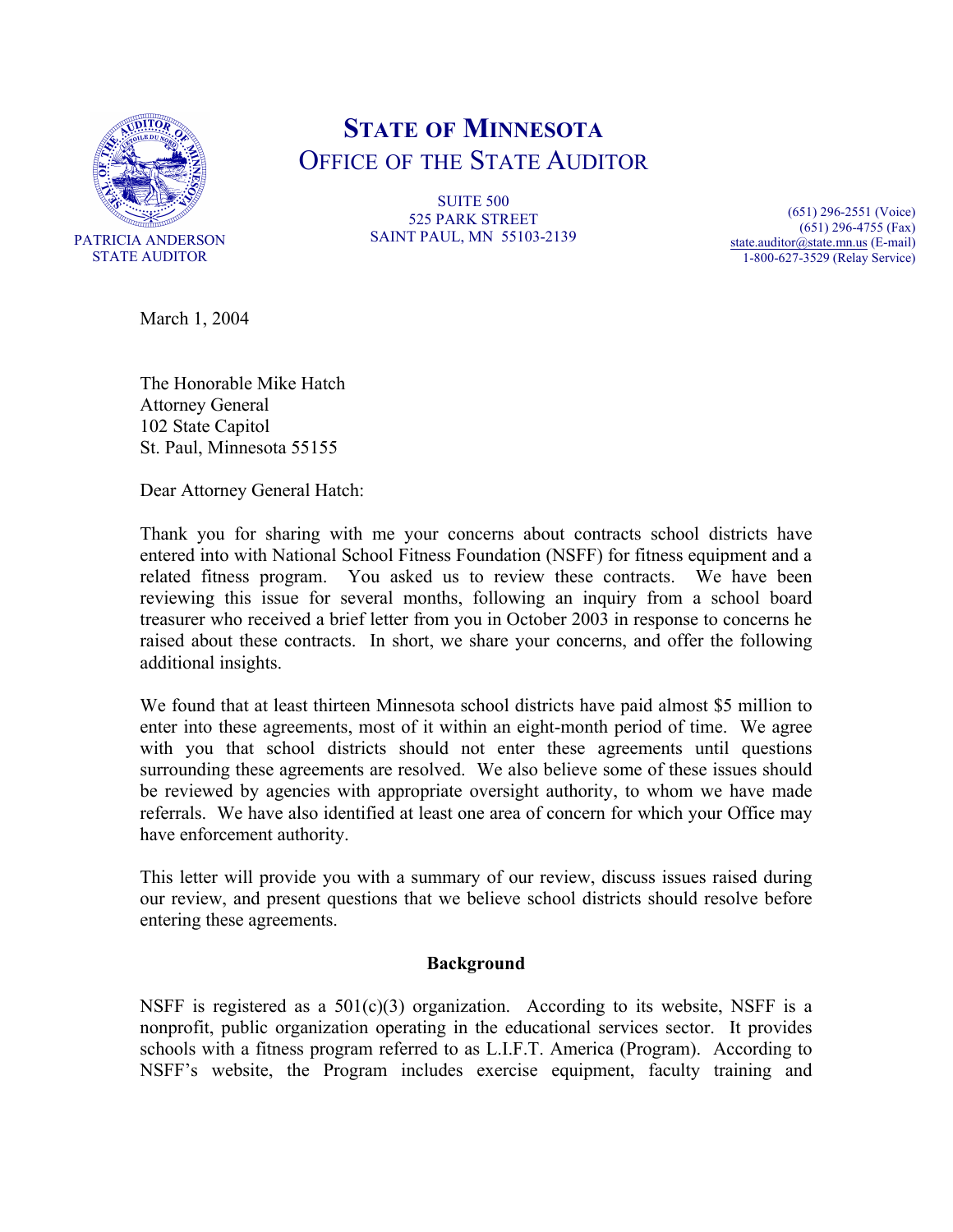# STATE OF MINNESOTA
## OFFICE OF THE STATE AUDITOR

PATRICIA ANDERSON
STATE AUDITOR

SUITE 500
525 PARK STREET
SAINT PAUL, MN 55103-2139

(651) 296-2551 (Voice)
(651) 296-4755 (Fax)
state.auditor@state.mn.us (E-mail)
1-800-627-3529 (Relay Service)

March 1, 2004

The Honorable Mike Hatch
Attorney General
102 State Capitol
St. Paul, Minnesota 55155

Dear Attorney General Hatch:

Thank you for sharing with me your concerns about contracts school districts have entered into with National School Fitness Foundation (NSFF) for fitness equipment and a related fitness program. You asked us to review these contracts. We have been reviewing this issue for several months, following an inquiry from a school board treasurer who received a brief letter from you in October 2003 in response to concerns he raised about these contracts. In short, we share your concerns, and offer the following additional insights.

We found that at least thirteen Minnesota school districts have paid almost $5 million to enter into these agreements, most of it within an eight-month period of time. We agree with you that school districts should not enter these agreements until questions surrounding these agreements are resolved. We also believe some of these issues should be reviewed by agencies with appropriate oversight authority, to whom we have made referrals. We have also identified at least one area of concern for which your Office may have enforcement authority.

This letter will provide you with a summary of our review, discuss issues raised during our review, and present questions that we believe school districts should resolve before entering these agreements.

**Background**

NSFF is registered as a 501(c)(3) organization. According to its website, NSFF is a nonprofit, public organization operating in the educational services sector. It provides schools with a fitness program referred to as L.I.F.T. America (Program). According to NSFF's website, the Program includes exercise equipment, faculty training and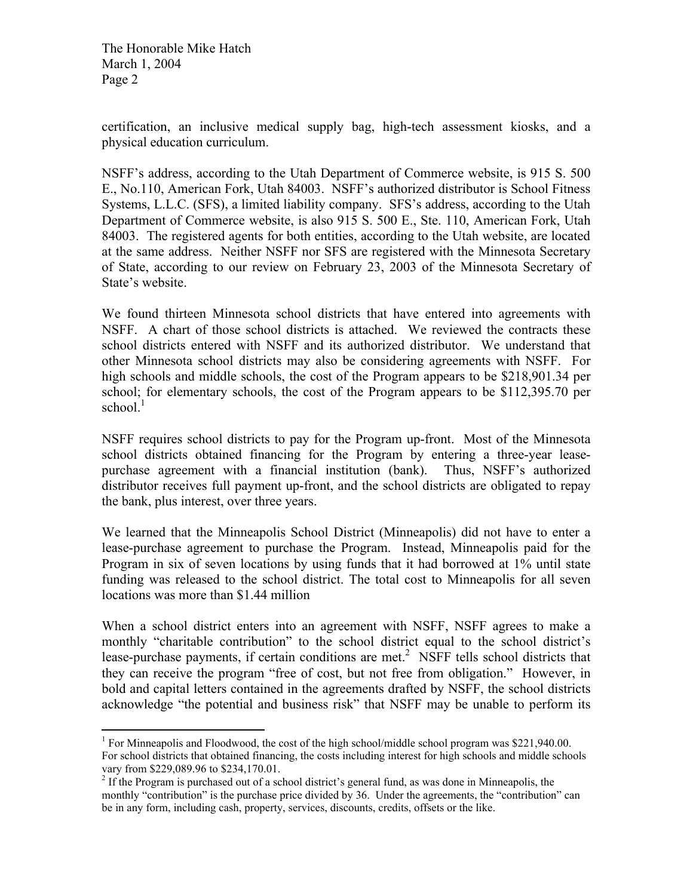certification, an inclusive medical supply bag, high-tech assessment kiosks, and a physical education curriculum.

NSFF's address, according to the Utah Department of Commerce website, is 915 S. 500 E., No.110, American Fork, Utah 84003. NSFF's authorized distributor is School Fitness Systems, L.L.C. (SFS), a limited liability company. SFS's address, according to the Utah Department of Commerce website, is also 915 S. 500 E., Ste. 110, American Fork, Utah 84003. The registered agents for both entities, according to the Utah website, are located at the same address. Neither NSFF nor SFS are registered with the Minnesota Secretary of State, according to our review on February 23, 2003 of the Minnesota Secretary of State's website.

We found thirteen Minnesota school districts that have entered into agreements with NSFF. A chart of those school districts is attached. We reviewed the contracts these school districts entered with NSFF and its authorized distributor. We understand that other Minnesota school districts may also be considering agreements with NSFF. For high schools and middle schools, the cost of the Program appears to be $218,901.34 per school; for elementary schools, the cost of the Program appears to be $112,395.70 per school.[1]

NSFF requires school districts to pay for the Program up-front. Most of the Minnesota school districts obtained financing for the Program by entering a three-year lease-purchase agreement with a financial institution (bank). Thus, NSFF's authorized distributor receives full payment up-front, and the school districts are obligated to repay the bank, plus interest, over three years.

We learned that the Minneapolis School District (Minneapolis) did not have to enter a lease-purchase agreement to purchase the Program. Instead, Minneapolis paid for the Program in six of seven locations by using funds that it had borrowed at 1% until state funding was released to the school district. The total cost to Minneapolis for all seven locations was more than $1.44 million

When a school district enters into an agreement with NSFF, NSFF agrees to make a monthly "charitable contribution" to the school district equal to the school district's lease-purchase payments, if certain conditions are met.[2] NSFF tells school districts that they can receive the program "free of cost, but not free from obligation." However, in bold and capital letters contained in the agreements drafted by NSFF, the school districts acknowledge "the potential and business risk" that NSFF may be unable to perform its

---

[1] For Minneapolis and Floodwood, the cost of the high school/middle school program was $221,940.00. For school districts that obtained financing, the costs including interest for high schools and middle schools vary from $229,089.96 to $234,170.01.

[2] If the Program is purchased out of a school district's general fund, as was done in Minneapolis, the monthly "contribution" is the purchase price divided by 36. Under the agreements, the "contribution" can be in any form, including cash, property, services, discounts, credits, offsets or the like.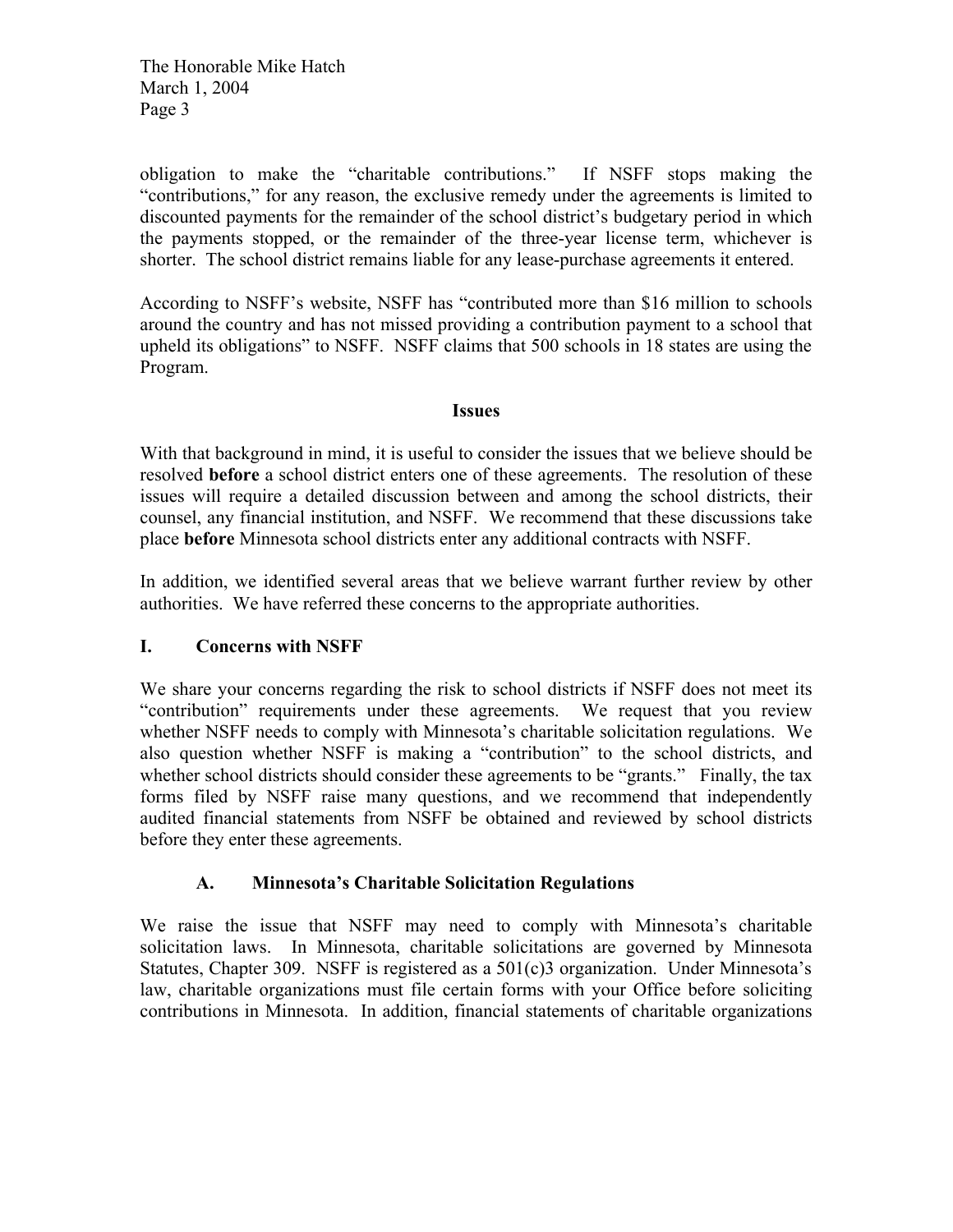obligation to make the "charitable contributions." If NSFF stops making the "contributions," for any reason, the exclusive remedy under the agreements is limited to discounted payments for the remainder of the school district's budgetary period in which the payments stopped, or the remainder of the three-year license term, whichever is shorter. The school district remains liable for any lease-purchase agreements it entered.

According to NSFF's website, NSFF has "contributed more than $16 million to schools around the country and has not missed providing a contribution payment to a school that upheld its obligations" to NSFF. NSFF claims that 500 schools in 18 states are using the Program.

## Issues

With that background in mind, it is useful to consider the issues that we believe should be resolved **before** a school district enters one of these agreements. The resolution of these issues will require a detailed discussion between and among the school districts, their counsel, any financial institution, and NSFF. We recommend that these discussions take place **before** Minnesota school districts enter any additional contracts with NSFF.

In addition, we identified several areas that we believe warrant further review by other authorities. We have referred these concerns to the appropriate authorities.

### I. Concerns with NSFF

We share your concerns regarding the risk to school districts if NSFF does not meet its "contribution" requirements under these agreements. We request that you review whether NSFF needs to comply with Minnesota's charitable solicitation regulations. We also question whether NSFF is making a "contribution" to the school districts, and whether school districts should consider these agreements to be "grants." Finally, the tax forms filed by NSFF raise many questions, and we recommend that independently audited financial statements from NSFF be obtained and reviewed by school districts before they enter these agreements.

#### A. Minnesota's Charitable Solicitation Regulations

We raise the issue that NSFF may need to comply with Minnesota's charitable solicitation laws. In Minnesota, charitable solicitations are governed by Minnesota Statutes, Chapter 309. NSFF is registered as a 501(c)3 organization. Under Minnesota's law, charitable organizations must file certain forms with your Office before soliciting contributions in Minnesota. In addition, financial statements of charitable organizations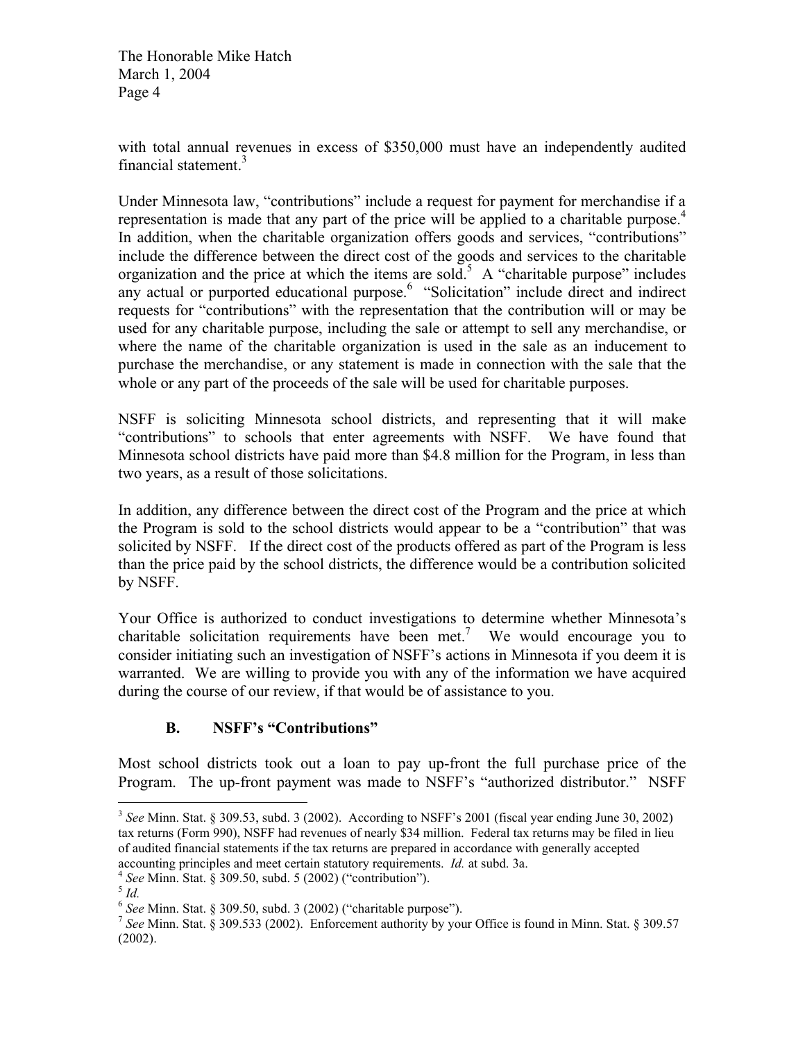with total annual revenues in excess of $350,000 must have an independently audited financial statement.[3]

Under Minnesota law, "contributions" include a request for payment for merchandise if a representation is made that any part of the price will be applied to a charitable purpose.[4] In addition, when the charitable organization offers goods and services, "contributions" include the difference between the direct cost of the goods and services to the charitable organization and the price at which the items are sold.[5] A "charitable purpose" includes any actual or purported educational purpose.[6] "Solicitation" include direct and indirect requests for "contributions" with the representation that the contribution will or may be used for any charitable purpose, including the sale or attempt to sell any merchandise, or where the name of the charitable organization is used in the sale as an inducement to purchase the merchandise, or any statement is made in connection with the sale that the whole or any part of the proceeds of the sale will be used for charitable purposes.

NSFF is soliciting Minnesota school districts, and representing that it will make "contributions" to schools that enter agreements with NSFF. We have found that Minnesota school districts have paid more than $4.8 million for the Program, in less than two years, as a result of those solicitations.

In addition, any difference between the direct cost of the Program and the price at which the Program is sold to the school districts would appear to be a "contribution" that was solicited by NSFF. If the direct cost of the products offered as part of the Program is less than the price paid by the school districts, the difference would be a contribution solicited by NSFF.

Your Office is authorized to conduct investigations to determine whether Minnesota's charitable solicitation requirements have been met.[7] We would encourage you to consider initiating such an investigation of NSFF's actions in Minnesota if you deem it is warranted. We are willing to provide you with any of the information we have acquired during the course of our review, if that would be of assistance to you.

### B. NSFF's "Contributions"

Most school districts took out a loan to pay up-front the full purchase price of the Program. The up-front payment was made to NSFF's "authorized distributor." NSFF

---

[3] *See* Minn. Stat. § 309.53, subd. 3 (2002). According to NSFF's 2001 (fiscal year ending June 30, 2002) tax returns (Form 990), NSFF had revenues of nearly $34 million. Federal tax returns may be filed in lieu of audited financial statements if the tax returns are prepared in accordance with generally accepted accounting principles and meet certain statutory requirements. *Id.* at subd. 3a.

[4] *See* Minn. Stat. § 309.50, subd. 5 (2002) ("contribution").

[5] *Id.*

[6] *See* Minn. Stat. § 309.50, subd. 3 (2002) ("charitable purpose").

[7] *See* Minn. Stat. § 309.533 (2002). Enforcement authority by your Office is found in Minn. Stat. § 309.57 (2002).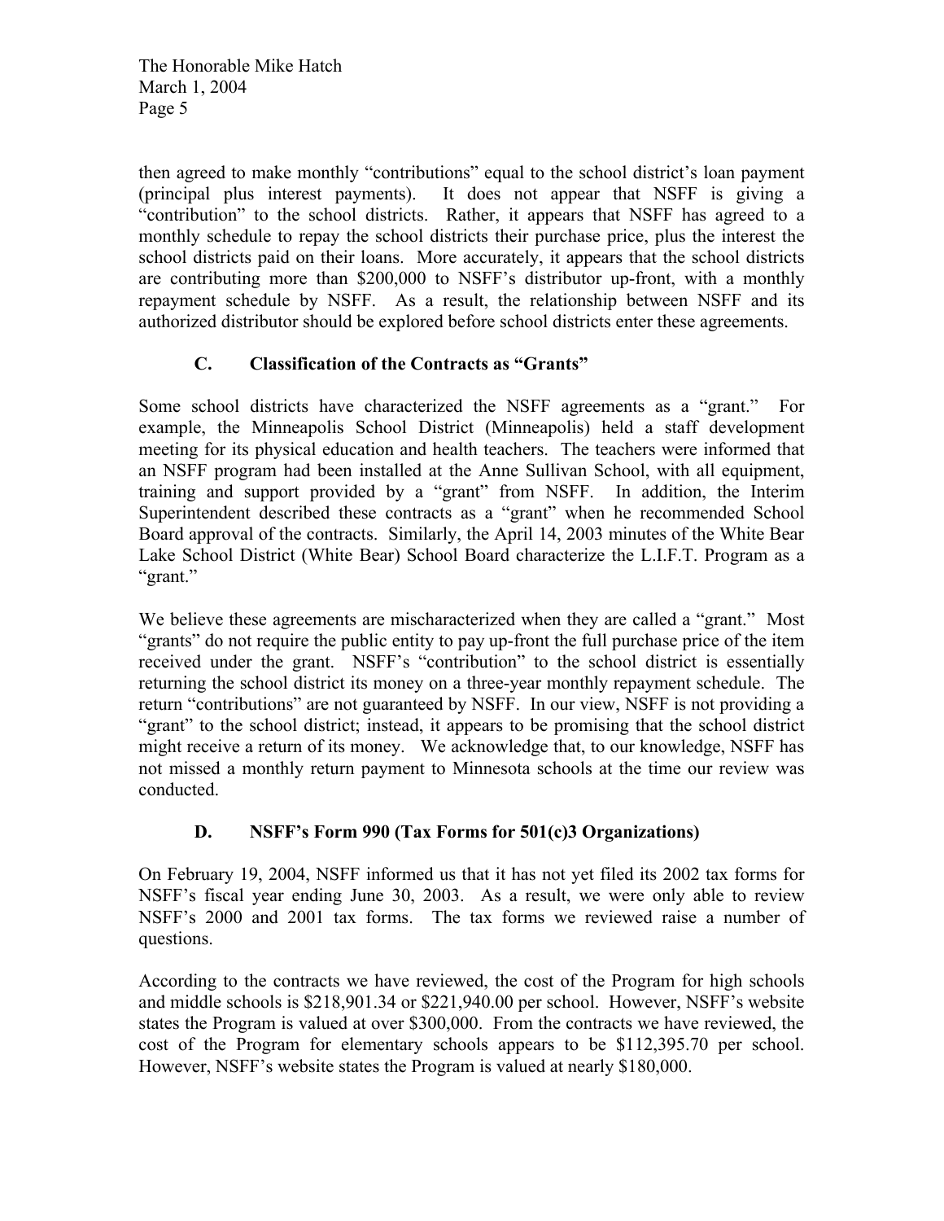then agreed to make monthly "contributions" equal to the school district's loan payment (principal plus interest payments). It does not appear that NSFF is giving a "contribution" to the school districts. Rather, it appears that NSFF has agreed to a monthly schedule to repay the school districts their purchase price, plus the interest the school districts paid on their loans. More accurately, it appears that the school districts are contributing more than $200,000 to NSFF's distributor up-front, with a monthly repayment schedule by NSFF. As a result, the relationship between NSFF and its authorized distributor should be explored before school districts enter these agreements.

### C. Classification of the Contracts as "Grants"

Some school districts have characterized the NSFF agreements as a "grant." For example, the Minneapolis School District (Minneapolis) held a staff development meeting for its physical education and health teachers. The teachers were informed that an NSFF program had been installed at the Anne Sullivan School, with all equipment, training and support provided by a "grant" from NSFF. In addition, the Interim Superintendent described these contracts as a "grant" when he recommended School Board approval of the contracts. Similarly, the April 14, 2003 minutes of the White Bear Lake School District (White Bear) School Board characterize the L.I.F.T. Program as a "grant."

We believe these agreements are mischaracterized when they are called a "grant." Most "grants" do not require the public entity to pay up-front the full purchase price of the item received under the grant. NSFF's "contribution" to the school district is essentially returning the school district its money on a three-year monthly repayment schedule. The return "contributions" are not guaranteed by NSFF. In our view, NSFF is not providing a "grant" to the school district; instead, it appears to be promising that the school district might receive a return of its money. We acknowledge that, to our knowledge, NSFF has not missed a monthly return payment to Minnesota schools at the time our review was conducted.

### D. NSFF's Form 990 (Tax Forms for 501(c)3 Organizations)

On February 19, 2004, NSFF informed us that it has not yet filed its 2002 tax forms for NSFF's fiscal year ending June 30, 2003. As a result, we were only able to review NSFF's 2000 and 2001 tax forms. The tax forms we reviewed raise a number of questions.

According to the contracts we have reviewed, the cost of the Program for high schools and middle schools is $218,901.34 or $221,940.00 per school. However, NSFF's website states the Program is valued at over $300,000. From the contracts we have reviewed, the cost of the Program for elementary schools appears to be $112,395.70 per school. However, NSFF's website states the Program is valued at nearly $180,000.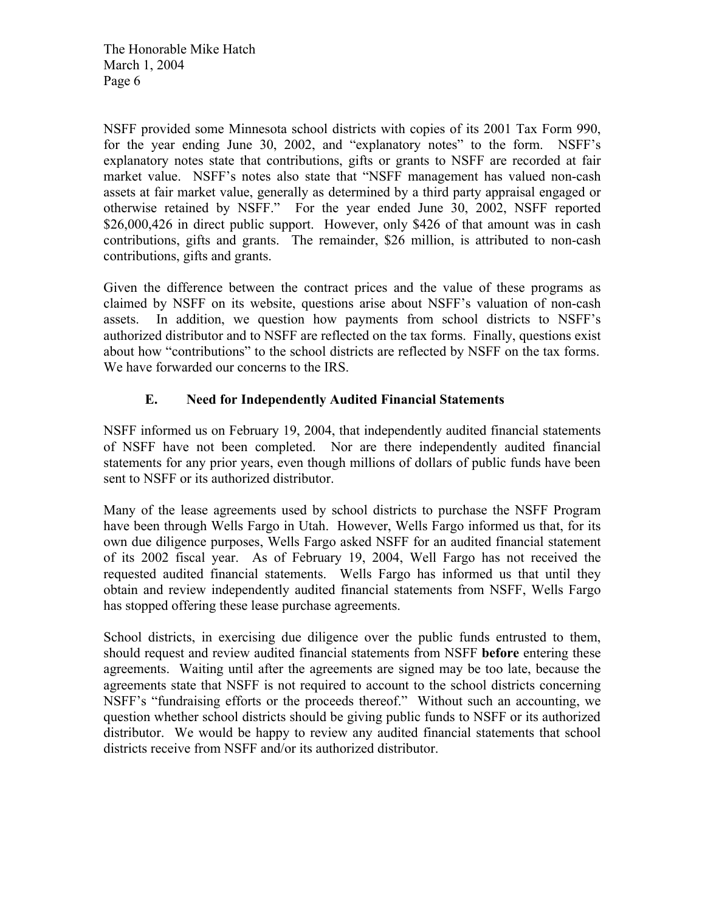NSFF provided some Minnesota school districts with copies of its 2001 Tax Form 990, for the year ending June 30, 2002, and "explanatory notes" to the form. NSFF's explanatory notes state that contributions, gifts or grants to NSFF are recorded at fair market value. NSFF's notes also state that "NSFF management has valued non-cash assets at fair market value, generally as determined by a third party appraisal engaged or otherwise retained by NSFF." For the year ended June 30, 2002, NSFF reported $26,000,426 in direct public support. However, only $426 of that amount was in cash contributions, gifts and grants. The remainder, $26 million, is attributed to non-cash contributions, gifts and grants.

Given the difference between the contract prices and the value of these programs as claimed by NSFF on its website, questions arise about NSFF's valuation of non-cash assets. In addition, we question how payments from school districts to NSFF's authorized distributor and to NSFF are reflected on the tax forms. Finally, questions exist about how "contributions" to the school districts are reflected by NSFF on the tax forms. We have forwarded our concerns to the IRS.

### E. Need for Independently Audited Financial Statements

NSFF informed us on February 19, 2004, that independently audited financial statements of NSFF have not been completed. Nor are there independently audited financial statements for any prior years, even though millions of dollars of public funds have been sent to NSFF or its authorized distributor.

Many of the lease agreements used by school districts to purchase the NSFF Program have been through Wells Fargo in Utah. However, Wells Fargo informed us that, for its own due diligence purposes, Wells Fargo asked NSFF for an audited financial statement of its 2002 fiscal year. As of February 19, 2004, Well Fargo has not received the requested audited financial statements. Wells Fargo has informed us that until they obtain and review independently audited financial statements from NSFF, Wells Fargo has stopped offering these lease purchase agreements.

School districts, in exercising due diligence over the public funds entrusted to them, should request and review audited financial statements from NSFF **before** entering these agreements. Waiting until after the agreements are signed may be too late, because the agreements state that NSFF is not required to account to the school districts concerning NSFF's "fundraising efforts or the proceeds thereof." Without such an accounting, we question whether school districts should be giving public funds to NSFF or its authorized distributor. We would be happy to review any audited financial statements that school districts receive from NSFF and/or its authorized distributor.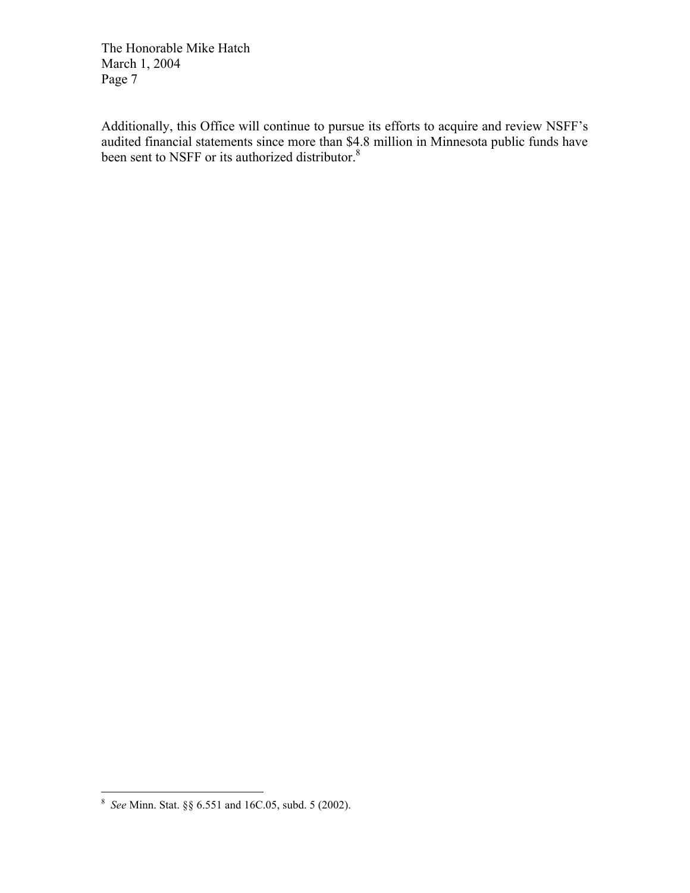Additionally, this Office will continue to pursue its efforts to acquire and review NSFF's audited financial statements since more than $4.8 million in Minnesota public funds have been sent to NSFF or its authorized distributor.[8]

---

[8] *See* Minn. Stat. §§ 6.551 and 16C.05, subd. 5 (2002).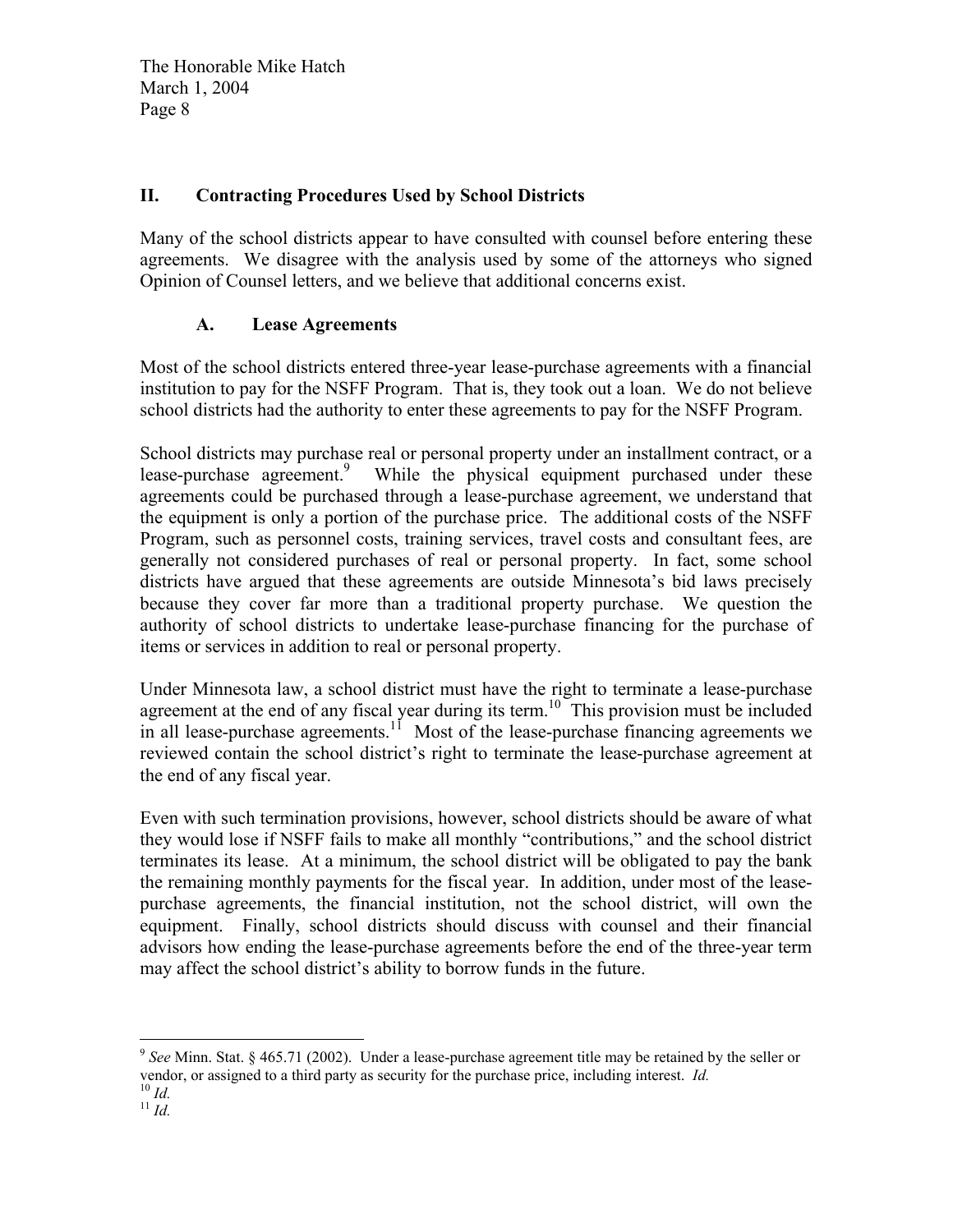## II. Contracting Procedures Used by School Districts

Many of the school districts appear to have consulted with counsel before entering these agreements. We disagree with the analysis used by some of the attorneys who signed Opinion of Counsel letters, and we believe that additional concerns exist.

### A. Lease Agreements

Most of the school districts entered three-year lease-purchase agreements with a financial institution to pay for the NSFF Program. That is, they took out a loan. We do not believe school districts had the authority to enter these agreements to pay for the NSFF Program.

School districts may purchase real or personal property under an installment contract, or a lease-purchase agreement.[9] While the physical equipment purchased under these agreements could be purchased through a lease-purchase agreement, we understand that the equipment is only a portion of the purchase price. The additional costs of the NSFF Program, such as personnel costs, training services, travel costs and consultant fees, are generally not considered purchases of real or personal property. In fact, some school districts have argued that these agreements are outside Minnesota's bid laws precisely because they cover far more than a traditional property purchase. We question the authority of school districts to undertake lease-purchase financing for the purchase of items or services in addition to real or personal property.

Under Minnesota law, a school district must have the right to terminate a lease-purchase agreement at the end of any fiscal year during its term.[10] This provision must be included in all lease-purchase agreements.[11] Most of the lease-purchase financing agreements we reviewed contain the school district's right to terminate the lease-purchase agreement at the end of any fiscal year.

Even with such termination provisions, however, school districts should be aware of what they would lose if NSFF fails to make all monthly "contributions," and the school district terminates its lease. At a minimum, the school district will be obligated to pay the bank the remaining monthly payments for the fiscal year. In addition, under most of the lease-purchase agreements, the financial institution, not the school district, will own the equipment. Finally, school districts should discuss with counsel and their financial advisors how ending the lease-purchase agreements before the end of the three-year term may affect the school district's ability to borrow funds in the future.

---

[9] *See* Minn. Stat. § 465.71 (2002). Under a lease-purchase agreement title may be retained by the seller or vendor, or assigned to a third party as security for the purchase price, including interest. *Id.*

[10] *Id.*

[11] *Id.*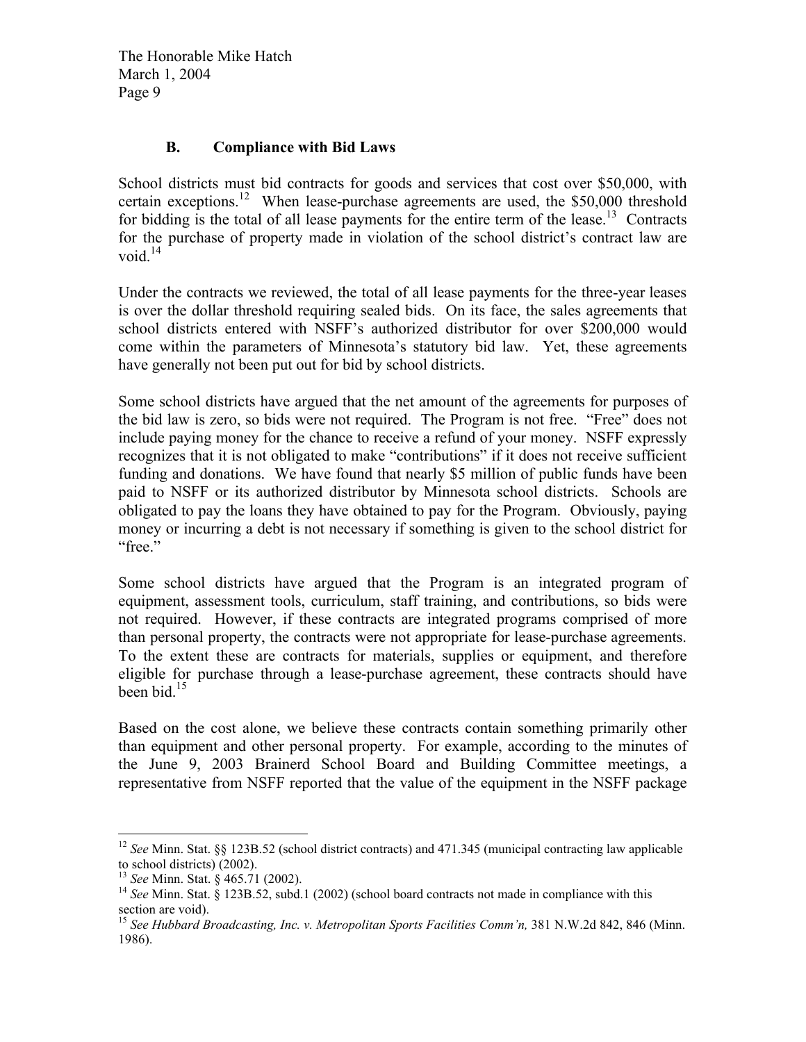### B. Compliance with Bid Laws

School districts must bid contracts for goods and services that cost over \$50,000, with certain exceptions.[12] When lease-purchase agreements are used, the \$50,000 threshold for bidding is the total of all lease payments for the entire term of the lease.[13] Contracts for the purchase of property made in violation of the school district's contract law are void.[14]

Under the contracts we reviewed, the total of all lease payments for the three-year leases is over the dollar threshold requiring sealed bids. On its face, the sales agreements that school districts entered with NSFF's authorized distributor for over \$200,000 would come within the parameters of Minnesota's statutory bid law. Yet, these agreements have generally not been put out for bid by school districts.

Some school districts have argued that the net amount of the agreements for purposes of the bid law is zero, so bids were not required. The Program is not free. "Free" does not include paying money for the chance to receive a refund of your money. NSFF expressly recognizes that it is not obligated to make "contributions" if it does not receive sufficient funding and donations. We have found that nearly \$5 million of public funds have been paid to NSFF or its authorized distributor by Minnesota school districts. Schools are obligated to pay the loans they have obtained to pay for the Program. Obviously, paying money or incurring a debt is not necessary if something is given to the school district for "free."

Some school districts have argued that the Program is an integrated program of equipment, assessment tools, curriculum, staff training, and contributions, so bids were not required. However, if these contracts are integrated programs comprised of more than personal property, the contracts were not appropriate for lease-purchase agreements. To the extent these are contracts for materials, supplies or equipment, and therefore eligible for purchase through a lease-purchase agreement, these contracts should have been bid.[15]

Based on the cost alone, we believe these contracts contain something primarily other than equipment and other personal property. For example, according to the minutes of the June 9, 2003 Brainerd School Board and Building Committee meetings, a representative from NSFF reported that the value of the equipment in the NSFF package

---

[12] *See* Minn. Stat. §§ 123B.52 (school district contracts) and 471.345 (municipal contracting law applicable to school districts) (2002).

[13] *See* Minn. Stat. § 465.71 (2002).

[14] *See* Minn. Stat. § 123B.52, subd.1 (2002) (school board contracts not made in compliance with this section are void).

[15] *See Hubbard Broadcasting, Inc. v. Metropolitan Sports Facilities Comm'n,* 381 N.W.2d 842, 846 (Minn. 1986).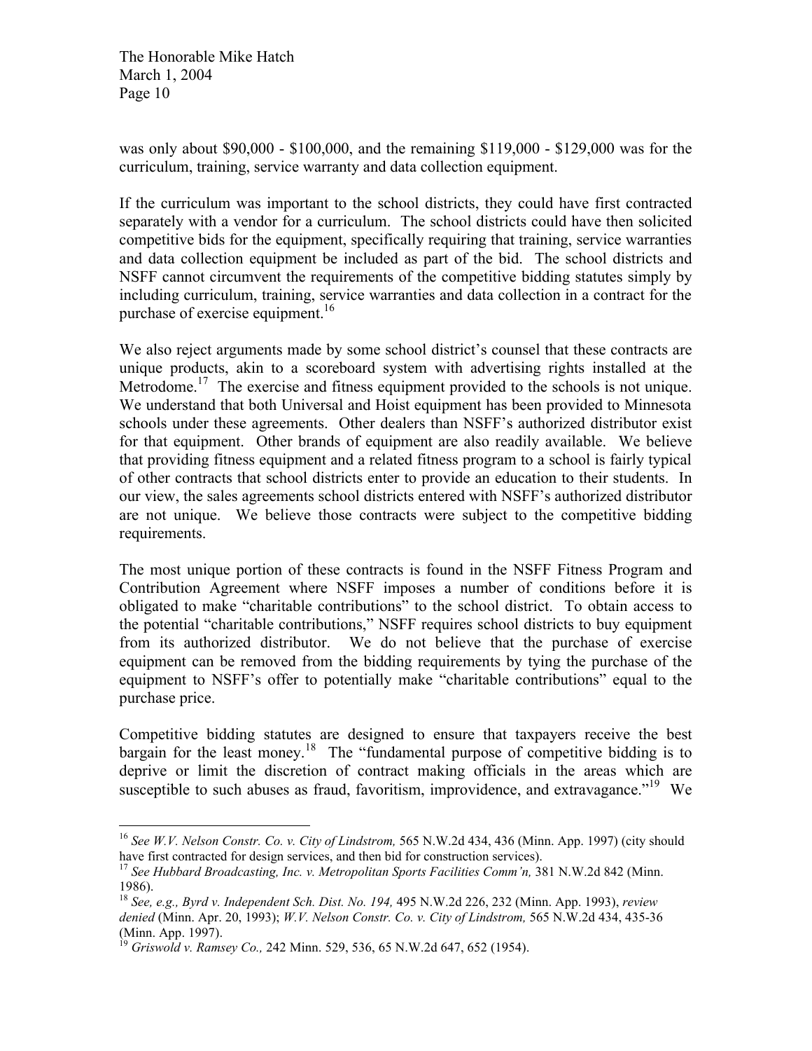was only about $90,000 - $100,000, and the remaining $119,000 - $129,000 was for the curriculum, training, service warranty and data collection equipment.

If the curriculum was important to the school districts, they could have first contracted separately with a vendor for a curriculum. The school districts could have then solicited competitive bids for the equipment, specifically requiring that training, service warranties and data collection equipment be included as part of the bid. The school districts and NSFF cannot circumvent the requirements of the competitive bidding statutes simply by including curriculum, training, service warranties and data collection in a contract for the purchase of exercise equipment.[16]

We also reject arguments made by some school district's counsel that these contracts are unique products, akin to a scoreboard system with advertising rights installed at the Metrodome.[17] The exercise and fitness equipment provided to the schools is not unique. We understand that both Universal and Hoist equipment has been provided to Minnesota schools under these agreements. Other dealers than NSFF's authorized distributor exist for that equipment. Other brands of equipment are also readily available. We believe that providing fitness equipment and a related fitness program to a school is fairly typical of other contracts that school districts enter to provide an education to their students. In our view, the sales agreements school districts entered with NSFF's authorized distributor are not unique. We believe those contracts were subject to the competitive bidding requirements.

The most unique portion of these contracts is found in the NSFF Fitness Program and Contribution Agreement where NSFF imposes a number of conditions before it is obligated to make "charitable contributions" to the school district. To obtain access to the potential "charitable contributions," NSFF requires school districts to buy equipment from its authorized distributor. We do not believe that the purchase of exercise equipment can be removed from the bidding requirements by tying the purchase of the equipment to NSFF's offer to potentially make "charitable contributions" equal to the purchase price.

Competitive bidding statutes are designed to ensure that taxpayers receive the best bargain for the least money.[18] The "fundamental purpose of competitive bidding is to deprive or limit the discretion of contract making officials in the areas which are susceptible to such abuses as fraud, favoritism, improvidence, and extravagance."[19] We

---

[16] *See W.V. Nelson Constr. Co. v. City of Lindstrom,* 565 N.W.2d 434, 436 (Minn. App. 1997) (city should have first contracted for design services, and then bid for construction services).

[17] *See Hubbard Broadcasting, Inc. v. Metropolitan Sports Facilities Comm'n,* 381 N.W.2d 842 (Minn. 1986).

[18] *See, e.g., Byrd v. Independent Sch. Dist. No. 194,* 495 N.W.2d 226, 232 (Minn. App. 1993), *review denied* (Minn. Apr. 20, 1993); *W.V. Nelson Constr. Co. v. City of Lindstrom,* 565 N.W.2d 434, 435-36 (Minn. App. 1997).

[19] *Griswold v. Ramsey Co.,* 242 Minn. 529, 536, 65 N.W.2d 647, 652 (1954).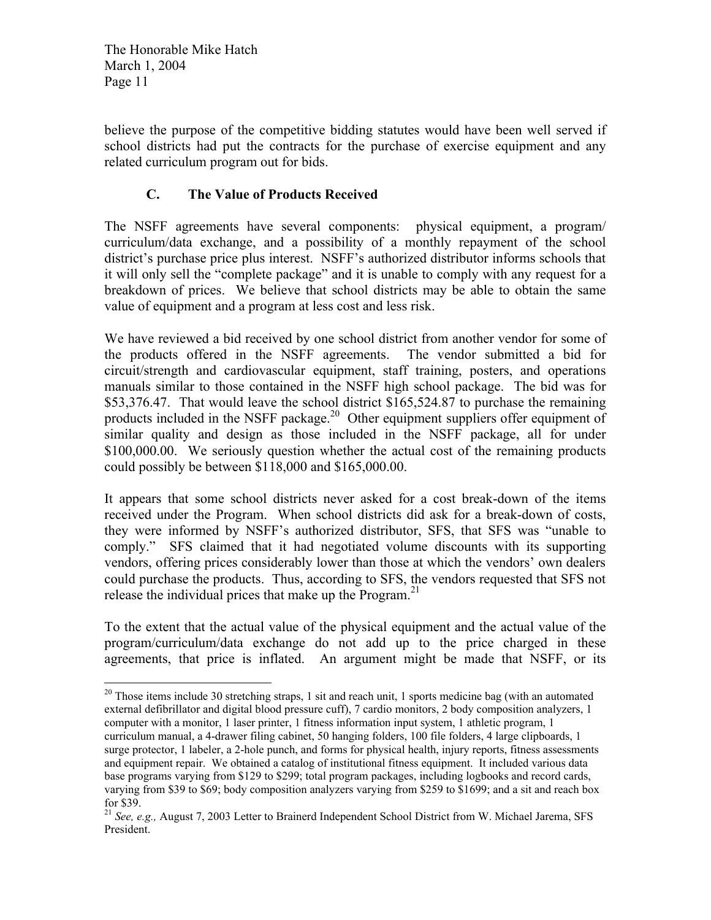believe the purpose of the competitive bidding statutes would have been well served if school districts had put the contracts for the purchase of exercise equipment and any related curriculum program out for bids.

### C. The Value of Products Received

The NSFF agreements have several components: physical equipment, a program/ curriculum/data exchange, and a possibility of a monthly repayment of the school district's purchase price plus interest. NSFF's authorized distributor informs schools that it will only sell the "complete package" and it is unable to comply with any request for a breakdown of prices. We believe that school districts may be able to obtain the same value of equipment and a program at less cost and less risk.

We have reviewed a bid received by one school district from another vendor for some of the products offered in the NSFF agreements. The vendor submitted a bid for circuit/strength and cardiovascular equipment, staff training, posters, and operations manuals similar to those contained in the NSFF high school package. The bid was for $53,376.47. That would leave the school district $165,524.87 to purchase the remaining products included in the NSFF package.[20] Other equipment suppliers offer equipment of similar quality and design as those included in the NSFF package, all for under $100,000.00. We seriously question whether the actual cost of the remaining products could possibly be between $118,000 and $165,000.00.

It appears that some school districts never asked for a cost break-down of the items received under the Program. When school districts did ask for a break-down of costs, they were informed by NSFF's authorized distributor, SFS, that SFS was "unable to comply." SFS claimed that it had negotiated volume discounts with its supporting vendors, offering prices considerably lower than those at which the vendors' own dealers could purchase the products. Thus, according to SFS, the vendors requested that SFS not release the individual prices that make up the Program.[21]

To the extent that the actual value of the physical equipment and the actual value of the program/curriculum/data exchange do not add up to the price charged in these agreements, that price is inflated. An argument might be made that NSFF, or its

---

[20] Those items include 30 stretching straps, 1 sit and reach unit, 1 sports medicine bag (with an automated external defibrillator and digital blood pressure cuff), 7 cardio monitors, 2 body composition analyzers, 1 computer with a monitor, 1 laser printer, 1 fitness information input system, 1 athletic program, 1 curriculum manual, a 4-drawer filing cabinet, 50 hanging folders, 100 file folders, 4 large clipboards, 1 surge protector, 1 labeler, a 2-hole punch, and forms for physical health, injury reports, fitness assessments and equipment repair. We obtained a catalog of institutional fitness equipment. It included various data base programs varying from $129 to $299; total program packages, including logbooks and record cards, varying from $39 to $69; body composition analyzers varying from $259 to $1699; and a sit and reach box for $39.

[21] *See, e.g.,* August 7, 2003 Letter to Brainerd Independent School District from W. Michael Jarema, SFS President.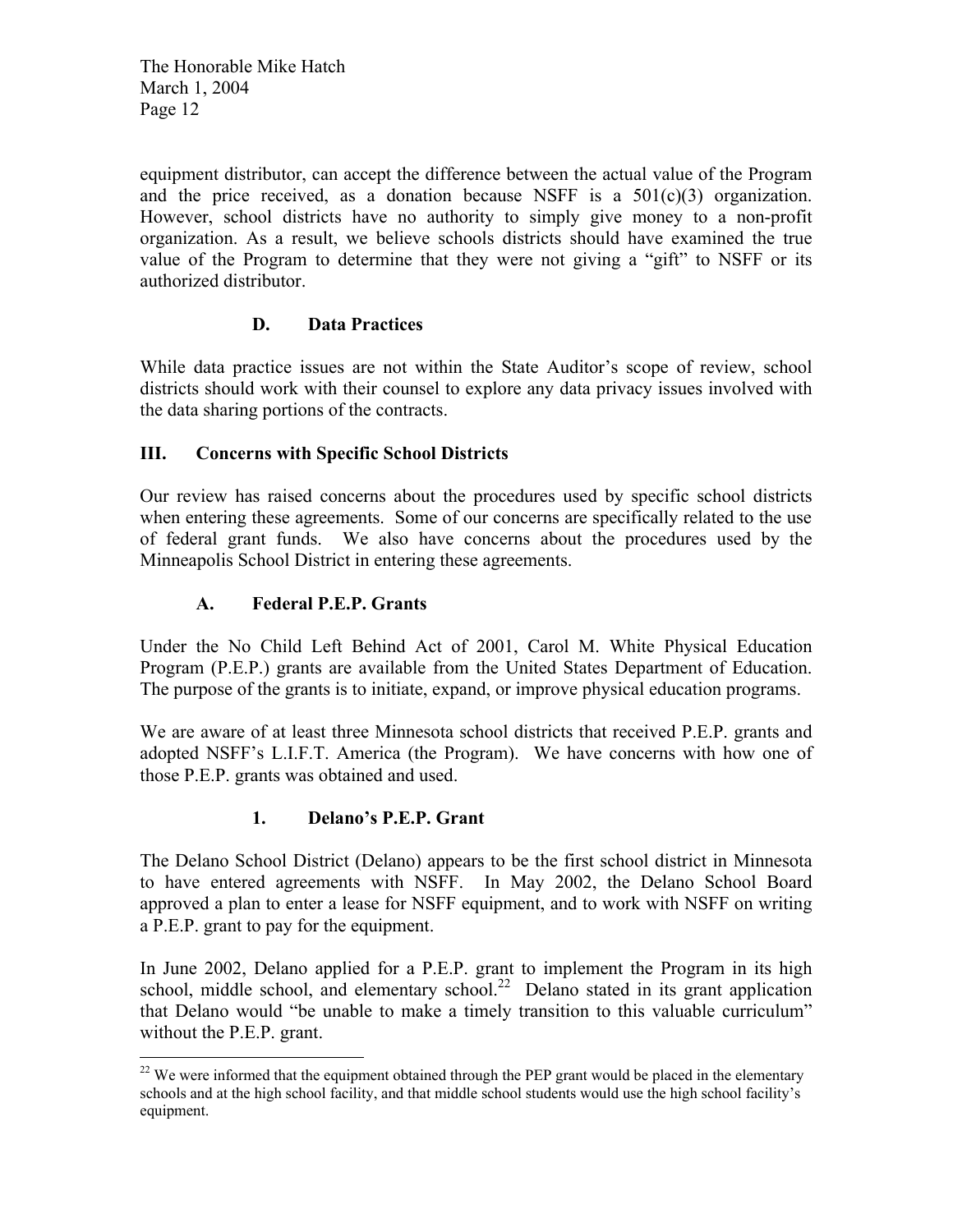equipment distributor, can accept the difference between the actual value of the Program and the price received, as a donation because NSFF is a 501(c)(3) organization. However, school districts have no authority to simply give money to a non-profit organization. As a result, we believe schools districts should have examined the true value of the Program to determine that they were not giving a "gift" to NSFF or its authorized distributor.

### D. Data Practices

While data practice issues are not within the State Auditor's scope of review, school districts should work with their counsel to explore any data privacy issues involved with the data sharing portions of the contracts.

## III. Concerns with Specific School Districts

Our review has raised concerns about the procedures used by specific school districts when entering these agreements. Some of our concerns are specifically related to the use of federal grant funds. We also have concerns about the procedures used by the Minneapolis School District in entering these agreements.

### A. Federal P.E.P. Grants

Under the No Child Left Behind Act of 2001, Carol M. White Physical Education Program (P.E.P.) grants are available from the United States Department of Education. The purpose of the grants is to initiate, expand, or improve physical education programs.

We are aware of at least three Minnesota school districts that received P.E.P. grants and adopted NSFF's L.I.F.T. America (the Program). We have concerns with how one of those P.E.P. grants was obtained and used.

#### 1. Delano's P.E.P. Grant

The Delano School District (Delano) appears to be the first school district in Minnesota to have entered agreements with NSFF. In May 2002, the Delano School Board approved a plan to enter a lease for NSFF equipment, and to work with NSFF on writing a P.E.P. grant to pay for the equipment.

In June 2002, Delano applied for a P.E.P. grant to implement the Program in its high school, middle school, and elementary school.[22] Delano stated in its grant application that Delano would "be unable to make a timely transition to this valuable curriculum" without the P.E.P. grant.

[22] We were informed that the equipment obtained through the PEP grant would be placed in the elementary schools and at the high school facility, and that middle school students would use the high school facility's equipment.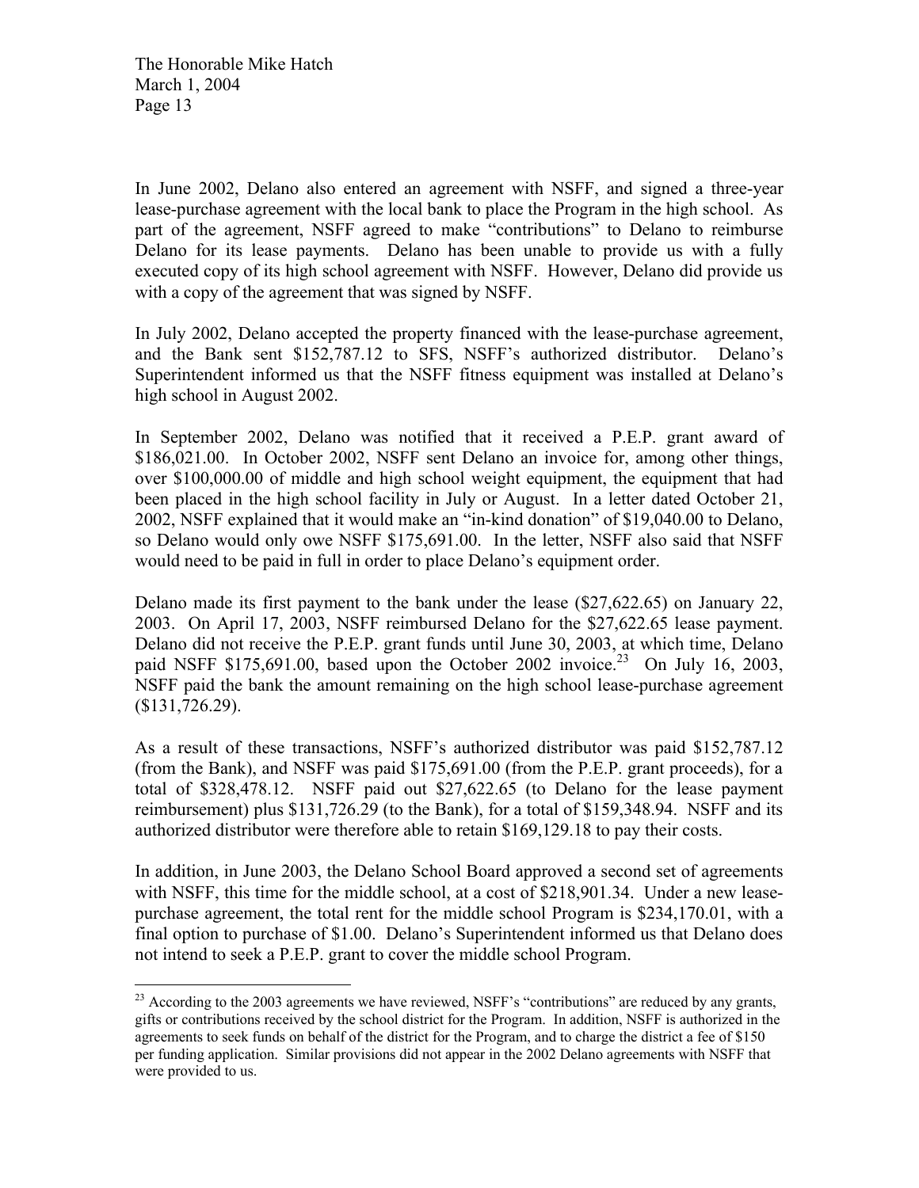In June 2002, Delano also entered an agreement with NSFF, and signed a three-year lease-purchase agreement with the local bank to place the Program in the high school. As part of the agreement, NSFF agreed to make "contributions" to Delano to reimburse Delano for its lease payments. Delano has been unable to provide us with a fully executed copy of its high school agreement with NSFF. However, Delano did provide us with a copy of the agreement that was signed by NSFF.

In July 2002, Delano accepted the property financed with the lease-purchase agreement, and the Bank sent $152,787.12 to SFS, NSFF's authorized distributor. Delano's Superintendent informed us that the NSFF fitness equipment was installed at Delano's high school in August 2002.

In September 2002, Delano was notified that it received a P.E.P. grant award of $186,021.00. In October 2002, NSFF sent Delano an invoice for, among other things, over $100,000.00 of middle and high school weight equipment, the equipment that had been placed in the high school facility in July or August. In a letter dated October 21, 2002, NSFF explained that it would make an "in-kind donation" of $19,040.00 to Delano, so Delano would only owe NSFF $175,691.00. In the letter, NSFF also said that NSFF would need to be paid in full in order to place Delano's equipment order.

Delano made its first payment to the bank under the lease ($27,622.65) on January 22, 2003. On April 17, 2003, NSFF reimbursed Delano for the $27,622.65 lease payment. Delano did not receive the P.E.P. grant funds until June 30, 2003, at which time, Delano paid NSFF $175,691.00, based upon the October 2002 invoice.[23] On July 16, 2003, NSFF paid the bank the amount remaining on the high school lease-purchase agreement ($131,726.29).

As a result of these transactions, NSFF's authorized distributor was paid $152,787.12 (from the Bank), and NSFF was paid $175,691.00 (from the P.E.P. grant proceeds), for a total of $328,478.12. NSFF paid out $27,622.65 (to Delano for the lease payment reimbursement) plus $131,726.29 (to the Bank), for a total of $159,348.94. NSFF and its authorized distributor were therefore able to retain $169,129.18 to pay their costs.

In addition, in June 2003, the Delano School Board approved a second set of agreements with NSFF, this time for the middle school, at a cost of $218,901.34. Under a new lease-purchase agreement, the total rent for the middle school Program is $234,170.01, with a final option to purchase of $1.00. Delano's Superintendent informed us that Delano does not intend to seek a P.E.P. grant to cover the middle school Program.

---

[23] According to the 2003 agreements we have reviewed, NSFF's "contributions" are reduced by any grants, gifts or contributions received by the school district for the Program. In addition, NSFF is authorized in the agreements to seek funds on behalf of the district for the Program, and to charge the district a fee of $150 per funding application. Similar provisions did not appear in the 2002 Delano agreements with NSFF that were provided to us.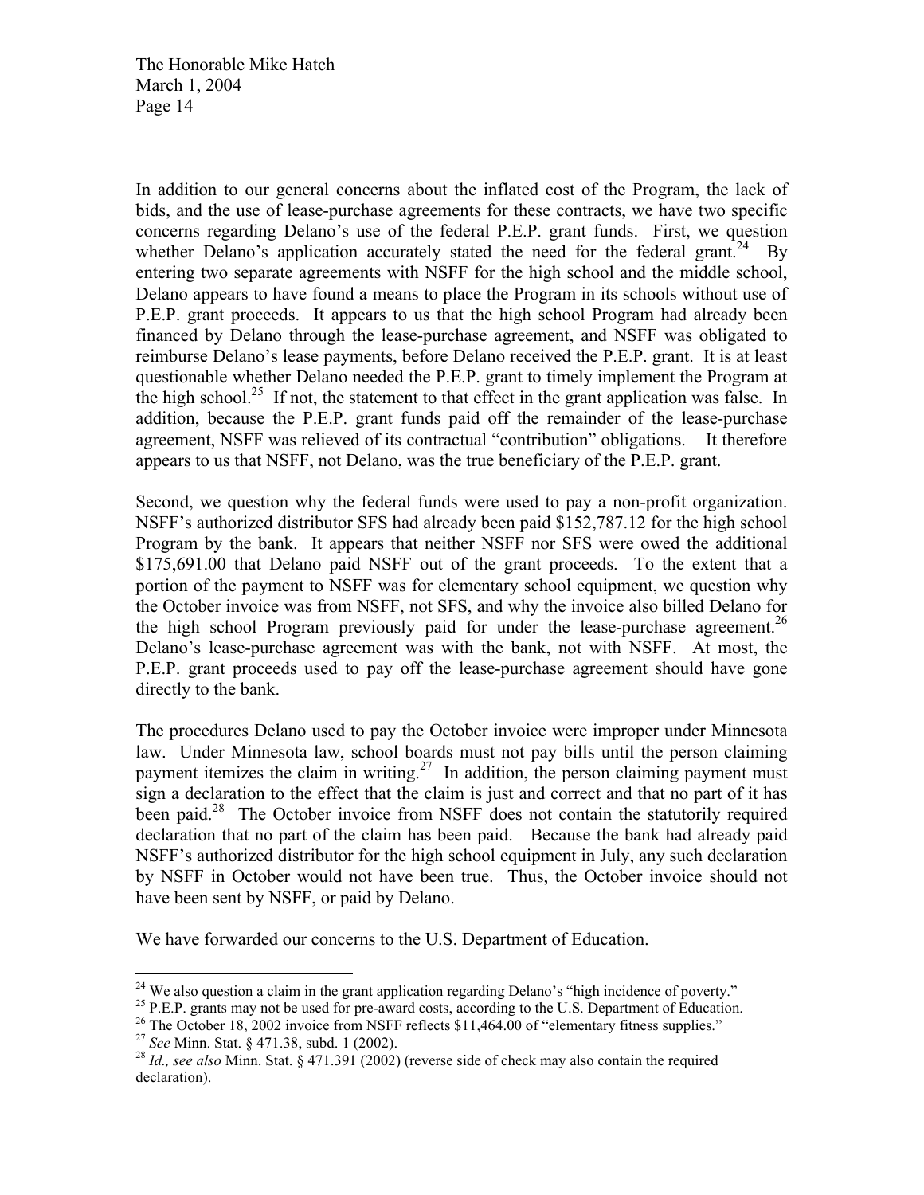In addition to our general concerns about the inflated cost of the Program, the lack of bids, and the use of lease-purchase agreements for these contracts, we have two specific concerns regarding Delano's use of the federal P.E.P. grant funds. First, we question whether Delano's application accurately stated the need for the federal grant.[24] By entering two separate agreements with NSFF for the high school and the middle school, Delano appears to have found a means to place the Program in its schools without use of P.E.P. grant proceeds. It appears to us that the high school Program had already been financed by Delano through the lease-purchase agreement, and NSFF was obligated to reimburse Delano's lease payments, before Delano received the P.E.P. grant. It is at least questionable whether Delano needed the P.E.P. grant to timely implement the Program at the high school.[25] If not, the statement to that effect in the grant application was false. In addition, because the P.E.P. grant funds paid off the remainder of the lease-purchase agreement, NSFF was relieved of its contractual "contribution" obligations. It therefore appears to us that NSFF, not Delano, was the true beneficiary of the P.E.P. grant.

Second, we question why the federal funds were used to pay a non-profit organization. NSFF's authorized distributor SFS had already been paid $152,787.12 for the high school Program by the bank. It appears that neither NSFF nor SFS were owed the additional $175,691.00 that Delano paid NSFF out of the grant proceeds. To the extent that a portion of the payment to NSFF was for elementary school equipment, we question why the October invoice was from NSFF, not SFS, and why the invoice also billed Delano for the high school Program previously paid for under the lease-purchase agreement.[26] Delano's lease-purchase agreement was with the bank, not with NSFF. At most, the P.E.P. grant proceeds used to pay off the lease-purchase agreement should have gone directly to the bank.

The procedures Delano used to pay the October invoice were improper under Minnesota law. Under Minnesota law, school boards must not pay bills until the person claiming payment itemizes the claim in writing.[27] In addition, the person claiming payment must sign a declaration to the effect that the claim is just and correct and that no part of it has been paid.[28] The October invoice from NSFF does not contain the statutorily required declaration that no part of the claim has been paid. Because the bank had already paid NSFF's authorized distributor for the high school equipment in July, any such declaration by NSFF in October would not have been true. Thus, the October invoice should not have been sent by NSFF, or paid by Delano.

We have forwarded our concerns to the U.S. Department of Education.

---

[24] We also question a claim in the grant application regarding Delano's "high incidence of poverty."

[25] P.E.P. grants may not be used for pre-award costs, according to the U.S. Department of Education.

[26] The October 18, 2002 invoice from NSFF reflects $11,464.00 of "elementary fitness supplies."

[27] *See* Minn. Stat. § 471.38, subd. 1 (2002).

[28] *Id., see also* Minn. Stat. § 471.391 (2002) (reverse side of check may also contain the required declaration).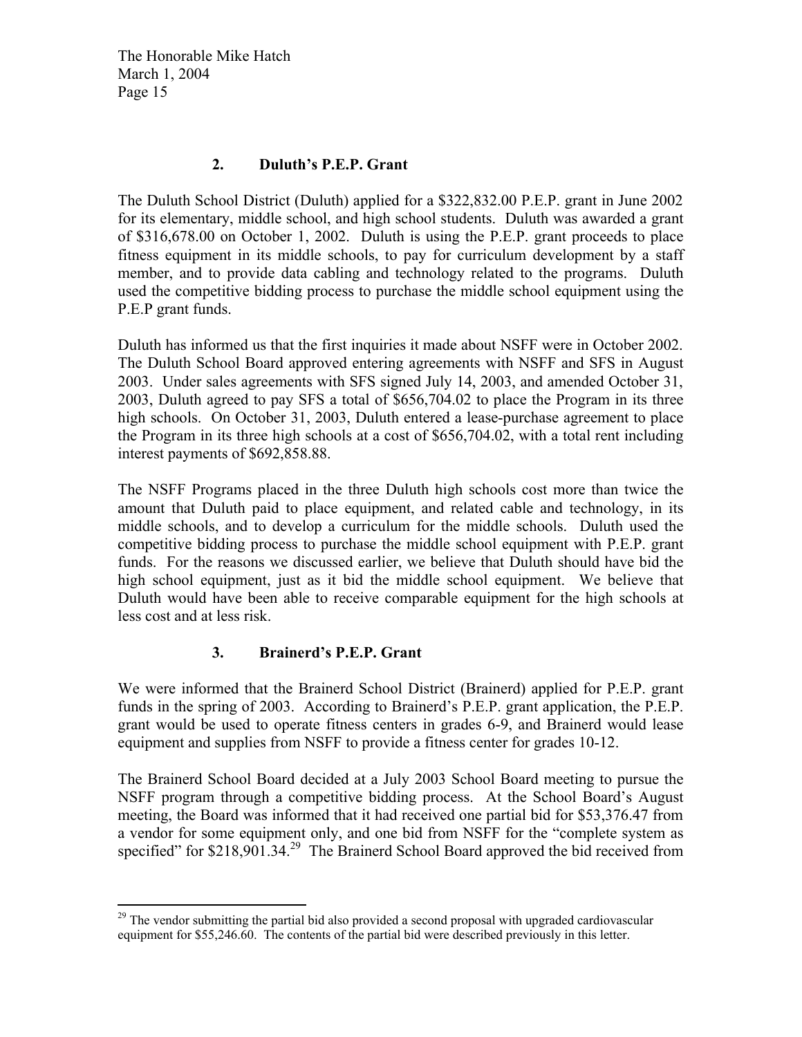### 2. Duluth's P.E.P. Grant

The Duluth School District (Duluth) applied for a $322,832.00 P.E.P. grant in June 2002 for its elementary, middle school, and high school students. Duluth was awarded a grant of $316,678.00 on October 1, 2002. Duluth is using the P.E.P. grant proceeds to place fitness equipment in its middle schools, to pay for curriculum development by a staff member, and to provide data cabling and technology related to the programs. Duluth used the competitive bidding process to purchase the middle school equipment using the P.E.P grant funds.

Duluth has informed us that the first inquiries it made about NSFF were in October 2002. The Duluth School Board approved entering agreements with NSFF and SFS in August 2003. Under sales agreements with SFS signed July 14, 2003, and amended October 31, 2003, Duluth agreed to pay SFS a total of $656,704.02 to place the Program in its three high schools. On October 31, 2003, Duluth entered a lease-purchase agreement to place the Program in its three high schools at a cost of $656,704.02, with a total rent including interest payments of $692,858.88.

The NSFF Programs placed in the three Duluth high schools cost more than twice the amount that Duluth paid to place equipment, and related cable and technology, in its middle schools, and to develop a curriculum for the middle schools. Duluth used the competitive bidding process to purchase the middle school equipment with P.E.P. grant funds. For the reasons we discussed earlier, we believe that Duluth should have bid the high school equipment, just as it bid the middle school equipment. We believe that Duluth would have been able to receive comparable equipment for the high schools at less cost and at less risk.

### 3. Brainerd's P.E.P. Grant

We were informed that the Brainerd School District (Brainerd) applied for P.E.P. grant funds in the spring of 2003. According to Brainerd's P.E.P. grant application, the P.E.P. grant would be used to operate fitness centers in grades 6-9, and Brainerd would lease equipment and supplies from NSFF to provide a fitness center for grades 10-12.

The Brainerd School Board decided at a July 2003 School Board meeting to pursue the NSFF program through a competitive bidding process. At the School Board's August meeting, the Board was informed that it had received one partial bid for $53,376.47 from a vendor for some equipment only, and one bid from NSFF for the "complete system as specified" for $218,901.34.[29] The Brainerd School Board approved the bid received from

---

[29] The vendor submitting the partial bid also provided a second proposal with upgraded cardiovascular equipment for $55,246.60. The contents of the partial bid were described previously in this letter.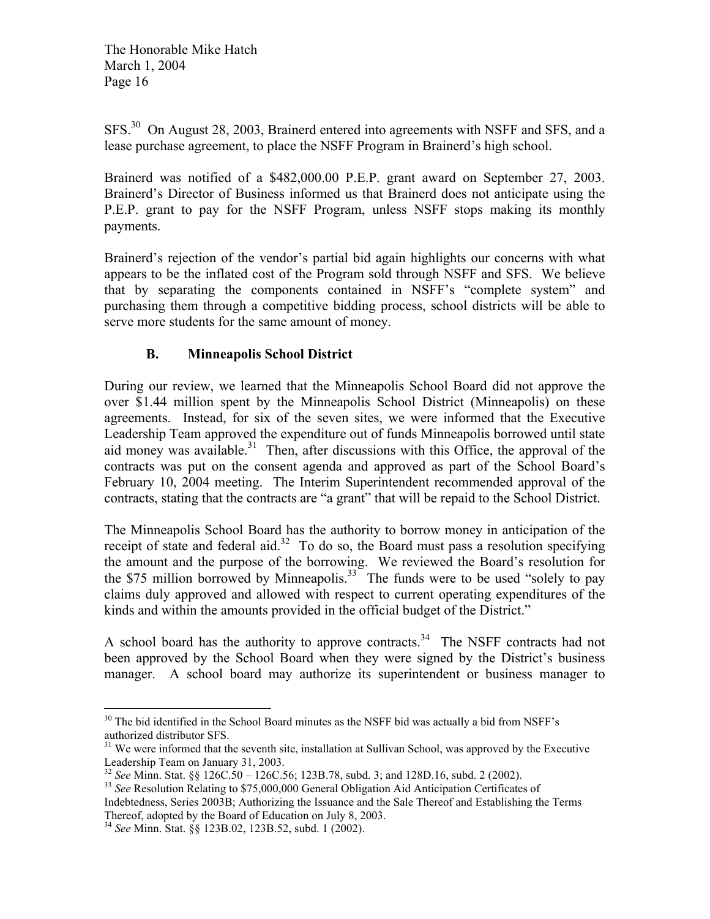SFS.[30] On August 28, 2003, Brainerd entered into agreements with NSFF and SFS, and a lease purchase agreement, to place the NSFF Program in Brainerd's high school.

Brainerd was notified of a $482,000.00 P.E.P. grant award on September 27, 2003. Brainerd's Director of Business informed us that Brainerd does not anticipate using the P.E.P. grant to pay for the NSFF Program, unless NSFF stops making its monthly payments.

Brainerd's rejection of the vendor's partial bid again highlights our concerns with what appears to be the inflated cost of the Program sold through NSFF and SFS. We believe that by separating the components contained in NSFF's "complete system" and purchasing them through a competitive bidding process, school districts will be able to serve more students for the same amount of money.

### B. Minneapolis School District

During our review, we learned that the Minneapolis School Board did not approve the over $1.44 million spent by the Minneapolis School District (Minneapolis) on these agreements. Instead, for six of the seven sites, we were informed that the Executive Leadership Team approved the expenditure out of funds Minneapolis borrowed until state aid money was available.[31] Then, after discussions with this Office, the approval of the contracts was put on the consent agenda and approved as part of the School Board's February 10, 2004 meeting. The Interim Superintendent recommended approval of the contracts, stating that the contracts are "a grant" that will be repaid to the School District.

The Minneapolis School Board has the authority to borrow money in anticipation of the receipt of state and federal aid.[32] To do so, the Board must pass a resolution specifying the amount and the purpose of the borrowing. We reviewed the Board's resolution for the $75 million borrowed by Minneapolis.[33] The funds were to be used "solely to pay claims duly approved and allowed with respect to current operating expenditures of the kinds and within the amounts provided in the official budget of the District."

A school board has the authority to approve contracts.[34] The NSFF contracts had not been approved by the School Board when they were signed by the District's business manager. A school board may authorize its superintendent or business manager to

---

[30] The bid identified in the School Board minutes as the NSFF bid was actually a bid from NSFF's authorized distributor SFS.

[31] We were informed that the seventh site, installation at Sullivan School, was approved by the Executive Leadership Team on January 31, 2003.

[32] *See* Minn. Stat. §§ 126C.50 – 126C.56; 123B.78, subd. 3; and 128D.16, subd. 2 (2002).

[33] *See* Resolution Relating to $75,000,000 General Obligation Aid Anticipation Certificates of Indebtedness, Series 2003B; Authorizing the Issuance and the Sale Thereof and Establishing the Terms Thereof, adopted by the Board of Education on July 8, 2003.

[34] *See* Minn. Stat. §§ 123B.02, 123B.52, subd. 1 (2002).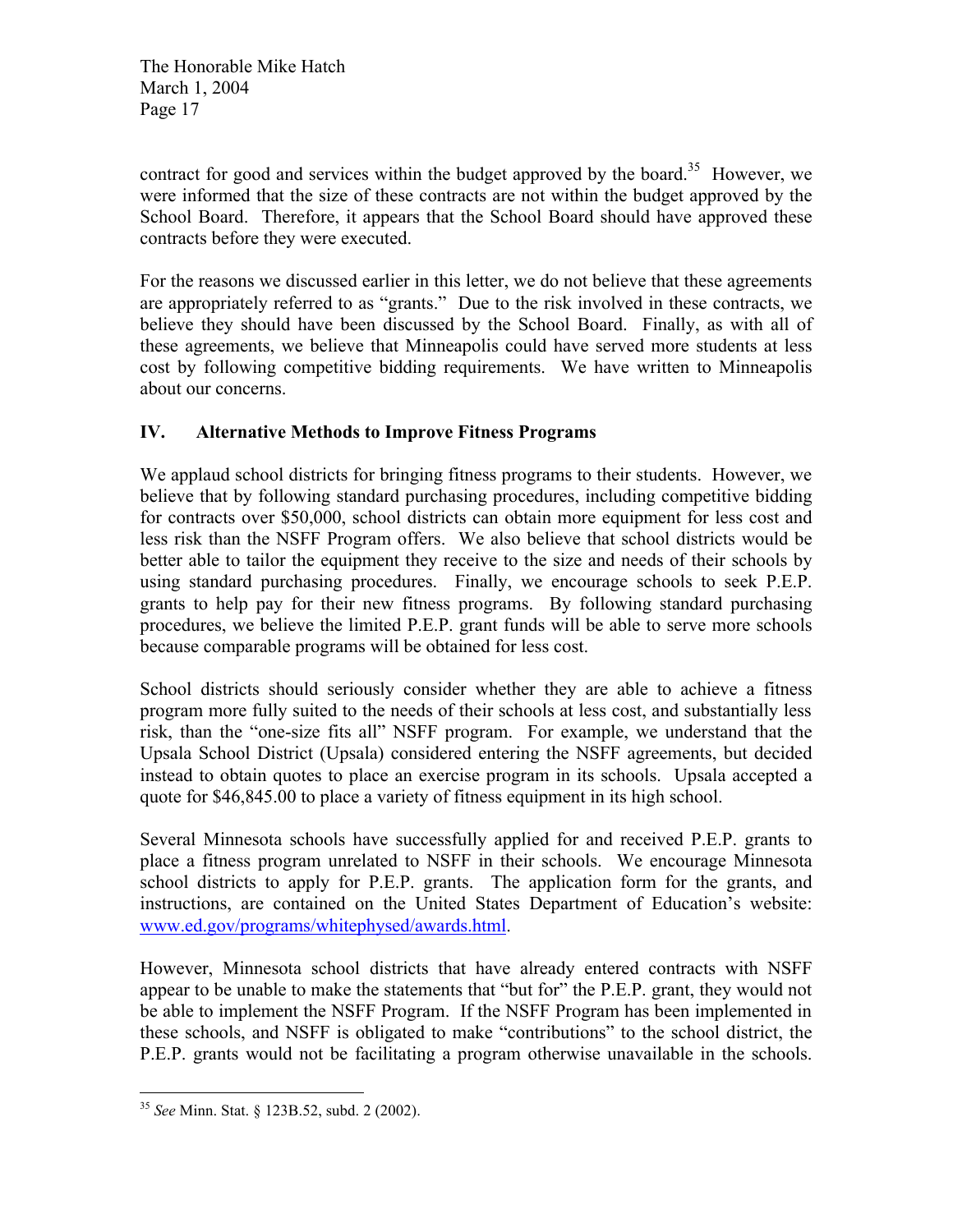contract for good and services within the budget approved by the board.[35] However, we were informed that the size of these contracts are not within the budget approved by the School Board. Therefore, it appears that the School Board should have approved these contracts before they were executed.

For the reasons we discussed earlier in this letter, we do not believe that these agreements are appropriately referred to as "grants." Due to the risk involved in these contracts, we believe they should have been discussed by the School Board. Finally, as with all of these agreements, we believe that Minneapolis could have served more students at less cost by following competitive bidding requirements. We have written to Minneapolis about our concerns.

## IV. Alternative Methods to Improve Fitness Programs

We applaud school districts for bringing fitness programs to their students. However, we believe that by following standard purchasing procedures, including competitive bidding for contracts over $50,000, school districts can obtain more equipment for less cost and less risk than the NSFF Program offers. We also believe that school districts would be better able to tailor the equipment they receive to the size and needs of their schools by using standard purchasing procedures. Finally, we encourage schools to seek P.E.P. grants to help pay for their new fitness programs. By following standard purchasing procedures, we believe the limited P.E.P. grant funds will be able to serve more schools because comparable programs will be obtained for less cost.

School districts should seriously consider whether they are able to achieve a fitness program more fully suited to the needs of their schools at less cost, and substantially less risk, than the "one-size fits all" NSFF program. For example, we understand that the Upsala School District (Upsala) considered entering the NSFF agreements, but decided instead to obtain quotes to place an exercise program in its schools. Upsala accepted a quote for $46,845.00 to place a variety of fitness equipment in its high school.

Several Minnesota schools have successfully applied for and received P.E.P. grants to place a fitness program unrelated to NSFF in their schools. We encourage Minnesota school districts to apply for P.E.P. grants. The application form for the grants, and instructions, are contained on the United States Department of Education's website: [www.ed.gov/programs/whitephysed/awards.html](www.ed.gov/programs/whitephysed/awards.html).

However, Minnesota school districts that have already entered contracts with NSFF appear to be unable to make the statements that "but for" the P.E.P. grant, they would not be able to implement the NSFF Program. If the NSFF Program has been implemented in these schools, and NSFF is obligated to make "contributions" to the school district, the P.E.P. grants would not be facilitating a program otherwise unavailable in the schools.

---

[35] *See* Minn. Stat. § 123B.52, subd. 2 (2002).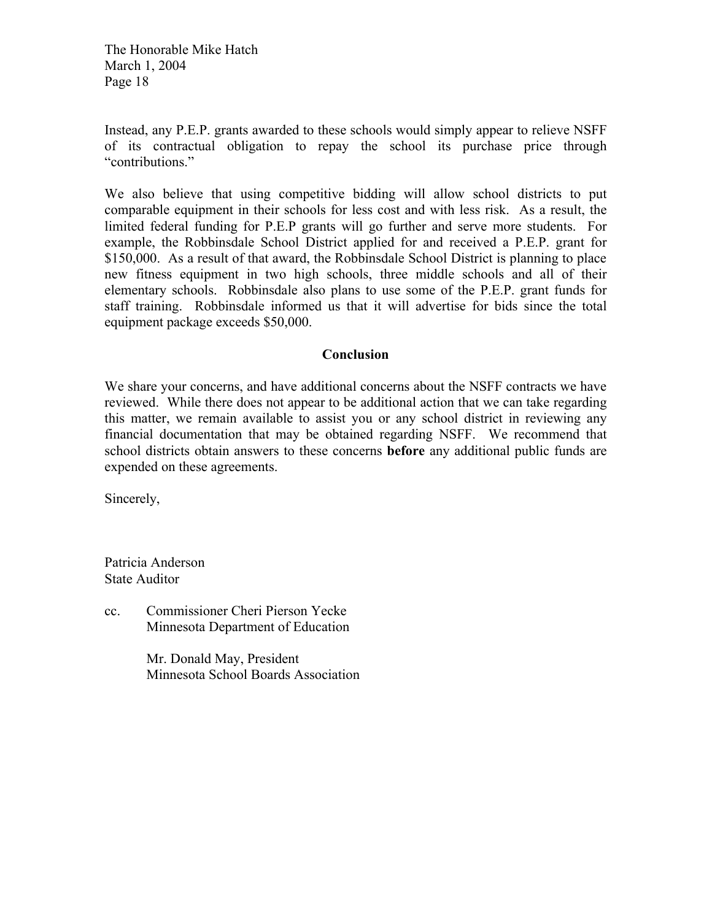Instead, any P.E.P. grants awarded to these schools would simply appear to relieve NSFF of its contractual obligation to repay the school its purchase price through "contributions."

We also believe that using competitive bidding will allow school districts to put comparable equipment in their schools for less cost and with less risk. As a result, the limited federal funding for P.E.P grants will go further and serve more students. For example, the Robbinsdale School District applied for and received a P.E.P. grant for $150,000. As a result of that award, the Robbinsdale School District is planning to place new fitness equipment in two high schools, three middle schools and all of their elementary schools. Robbinsdale also plans to use some of the P.E.P. grant funds for staff training. Robbinsdale informed us that it will advertise for bids since the total equipment package exceeds $50,000.

## Conclusion

We share your concerns, and have additional concerns about the NSFF contracts we have reviewed. While there does not appear to be additional action that we can take regarding this matter, we remain available to assist you or any school district in reviewing any financial documentation that may be obtained regarding NSFF. We recommend that school districts obtain answers to these concerns **before** any additional public funds are expended on these agreements.

Sincerely,

Patricia Anderson
State Auditor

cc. Commissioner Cheri Pierson Yecke
Minnesota Department of Education

Mr. Donald May, President
Minnesota School Boards Association